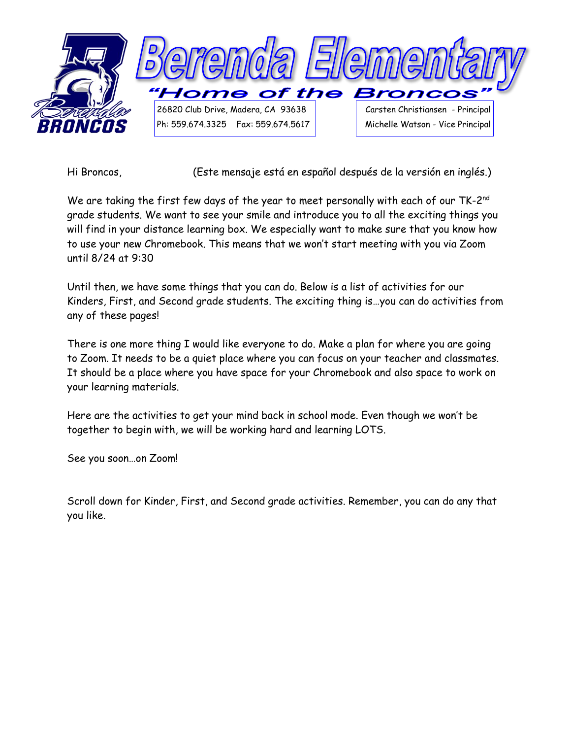# Berenda Elementary

**"Home of the Broncos"**

26820 Club Drive, Madera, CA 93638
Ph: 559.674.3325 Fax: 559.674.5617

Carsten Christiansen - Principal
Michelle Watson - Vice Principal

Hi Broncos, (Este mensaje está en español después de la versión en inglés.)

We are taking the first few days of the year to meet personally with each of our TK-2nd grade students. We want to see your smile and introduce you to all the exciting things you will find in your distance learning box. We especially want to make sure that you know how to use your new Chromebook. This means that we won't start meeting with you via Zoom until 8/24 at 9:30

Until then, we have some things that you can do. Below is a list of activities for our Kinders, First, and Second grade students. The exciting thing is…you can do activities from any of these pages!

There is one more thing I would like everyone to do. Make a plan for where you are going to Zoom. It needs to be a quiet place where you can focus on your teacher and classmates. It should be a place where you have space for your Chromebook and also space to work on your learning materials.

Here are the activities to get your mind back in school mode. Even though we won't be together to begin with, we will be working hard and learning LOTS.

See you soon…on Zoom!

Scroll down for Kinder, First, and Second grade activities. Remember, you can do any that you like.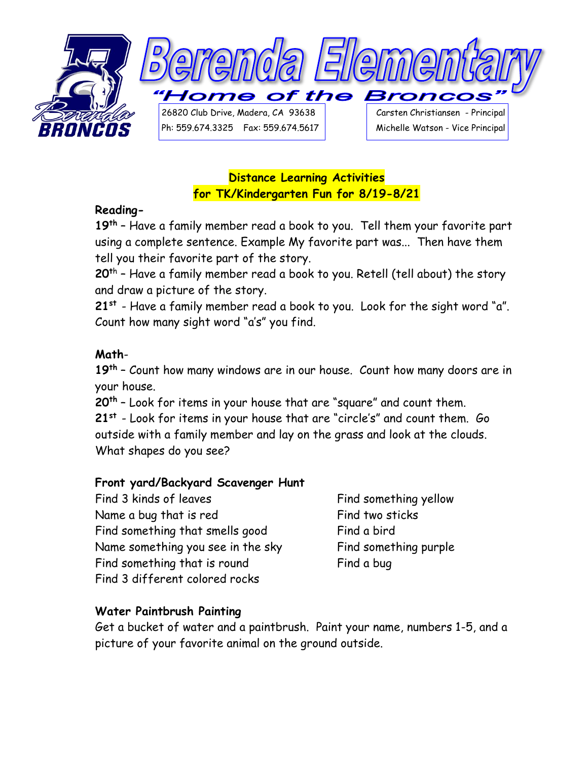# Berenda Elementary

"Home of the Broncos"

26820 Club Drive, Madera, CA 93638
Ph: 559.674.3325 Fax: 559.674.5617

Carsten Christiansen - Principal
Michelle Watson - Vice Principal

## Distance Learning Activities for TK/Kindergarten Fun for 8/19-8/21

**Reading-**

**19th** – Have a family member read a book to you. Tell them your favorite part using a complete sentence. Example My favorite part was... Then have them tell you their favorite part of the story.

**20th** – Have a family member read a book to you. Retell (tell about) the story and draw a picture of the story.

**21st** - Have a family member read a book to you. Look for the sight word "a". Count how many sight word "a's" you find.

**Math-**

**19th** – Count how many windows are in our house. Count how many doors are in your house.

**20th** – Look for items in your house that are "square" and count them.

**21st** - Look for items in your house that are "circle's" and count them. Go outside with a family member and lay on the grass and look at the clouds. What shapes do you see?

**Front yard/Backyard Scavenger Hunt**

Find 3 kinds of leaves
Name a bug that is red
Find something that smells good
Name something you see in the sky
Find something that is round
Find 3 different colored rocks
Find something yellow
Find two sticks
Find a bird
Find something purple
Find a bug

**Water Paintbrush Painting**

Get a bucket of water and a paintbrush. Paint your name, numbers 1-5, and a picture of your favorite animal on the ground outside.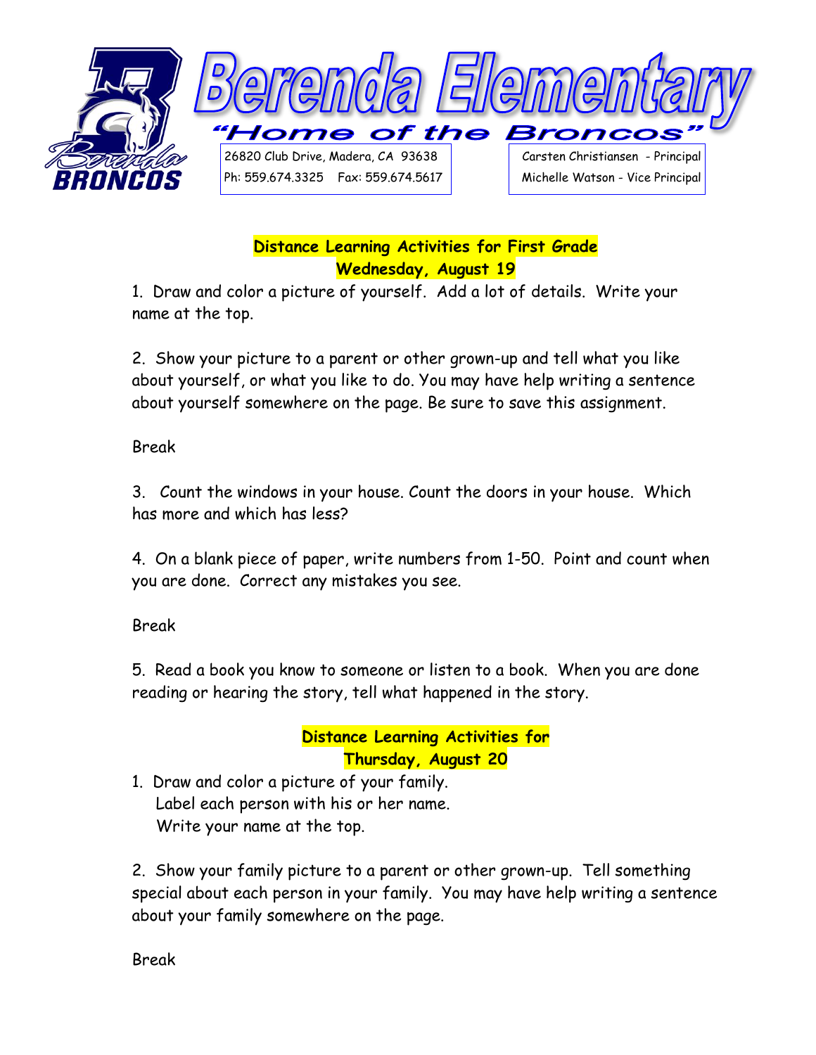# Berenda Elementary

**"Home of the Broncos"**

26820 Club Drive, Madera, CA 93638
Ph: 559.674.3325 Fax: 559.674.5617

Carsten Christiansen - Principal
Michelle Watson - Vice Principal

## Distance Learning Activities for First Grade
## Wednesday, August 19

1. Draw and color a picture of yourself. Add a lot of details. Write your name at the top.

2. Show your picture to a parent or other grown-up and tell what you like about yourself, or what you like to do. You may have help writing a sentence about yourself somewhere on the page. Be sure to save this assignment.

Break

3. Count the windows in your house. Count the doors in your house. Which has more and which has less?

4. On a blank piece of paper, write numbers from 1-50. Point and count when you are done. Correct any mistakes you see.

Break

5. Read a book you know to someone or listen to a book. When you are done reading or hearing the story, tell what happened in the story.

## Distance Learning Activities for
## Thursday, August 20

1. Draw and color a picture of your family.
   Label each person with his or her name.
   Write your name at the top.

2. Show your family picture to a parent or other grown-up. Tell something special about each person in your family. You may have help writing a sentence about your family somewhere on the page.

Break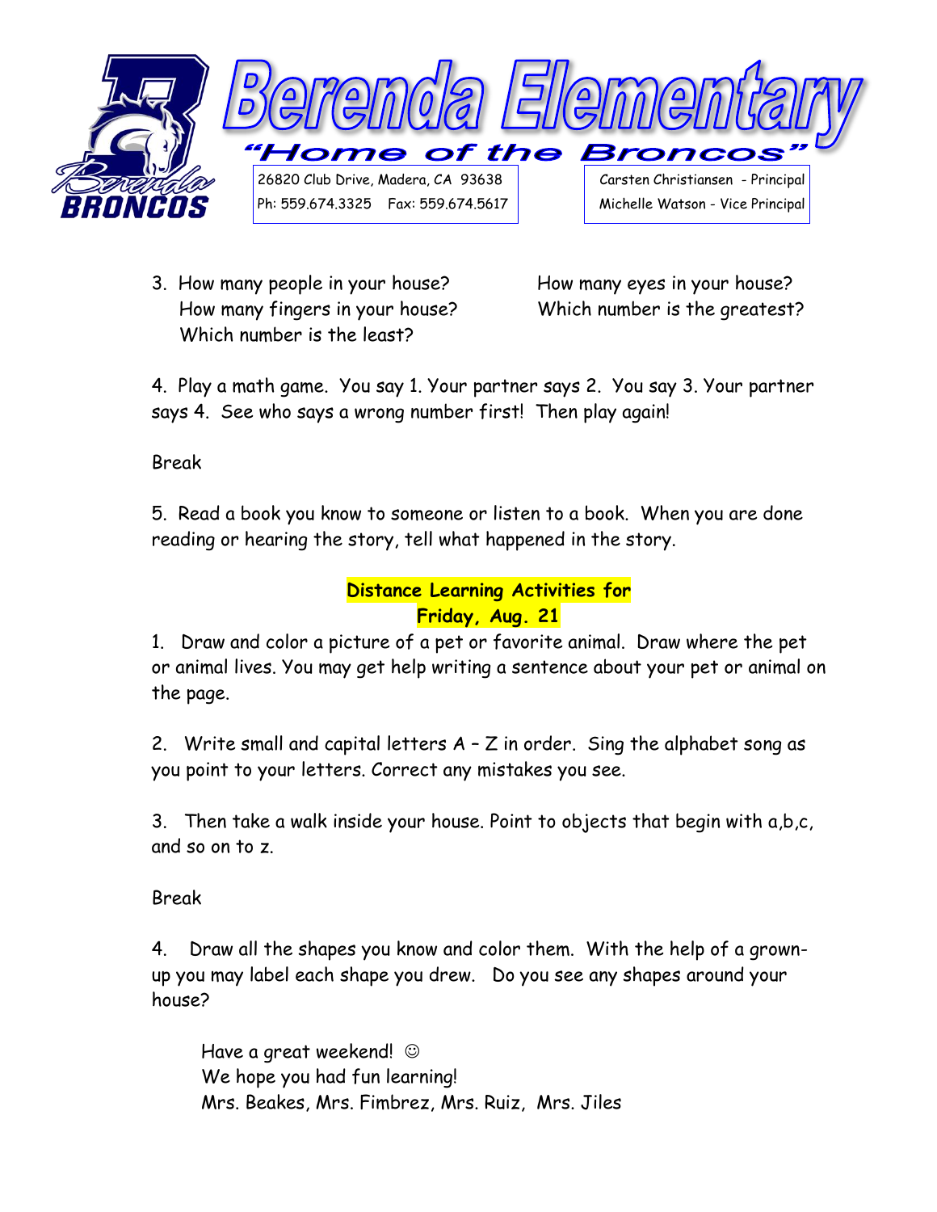3. How many people in your house? How many eyes in your house? How many fingers in your house? Which number is the greatest? Which number is the least?

4. Play a math game. You say 1. Your partner says 2. You say 3. Your partner says 4. See who says a wrong number first! Then play again!

Break

5. Read a book you know to someone or listen to a book. When you are done reading or hearing the story, tell what happened in the story.

## Distance Learning Activities for Friday, Aug. 21

1. Draw and color a picture of a pet or favorite animal. Draw where the pet or animal lives. You may get help writing a sentence about your pet or animal on the page.

2. Write small and capital letters A – Z in order. Sing the alphabet song as you point to your letters. Correct any mistakes you see.

3. Then take a walk inside your house. Point to objects that begin with a,b,c, and so on to z.

Break

4. Draw all the shapes you know and color them. With the help of a grown-up you may label each shape you drew. Do you see any shapes around your house?

Have a great weekend! ☺
We hope you had fun learning!
Mrs. Beakes, Mrs. Fimbrez, Mrs. Ruiz, Mrs. Jiles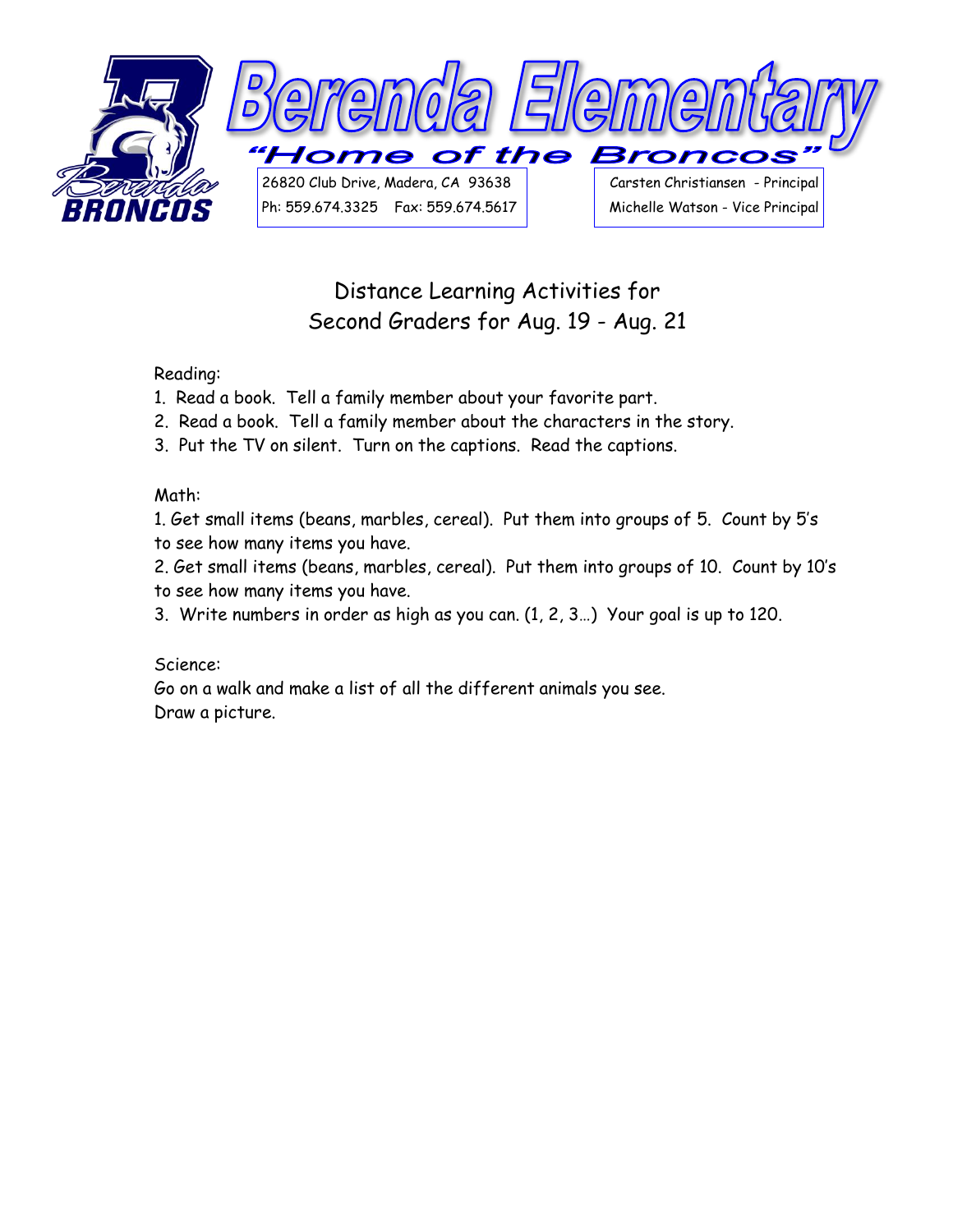# Berenda Elementary

"Home of the Broncos"

26820 Club Drive, Madera, CA 93638
Ph: 559.674.3325 Fax: 559.674.5617

Carsten Christiansen - Principal
Michelle Watson - Vice Principal

## Distance Learning Activities for Second Graders for Aug. 19 - Aug. 21

Reading:

1. Read a book. Tell a family member about your favorite part.
2. Read a book. Tell a family member about the characters in the story.
3. Put the TV on silent. Turn on the captions. Read the captions.

Math:

1. Get small items (beans, marbles, cereal). Put them into groups of 5. Count by 5's to see how many items you have.
2. Get small items (beans, marbles, cereal). Put them into groups of 10. Count by 10's to see how many items you have.
3. Write numbers in order as high as you can. (1, 2, 3…) Your goal is up to 120.

Science:

Go on a walk and make a list of all the different animals you see.
Draw a picture.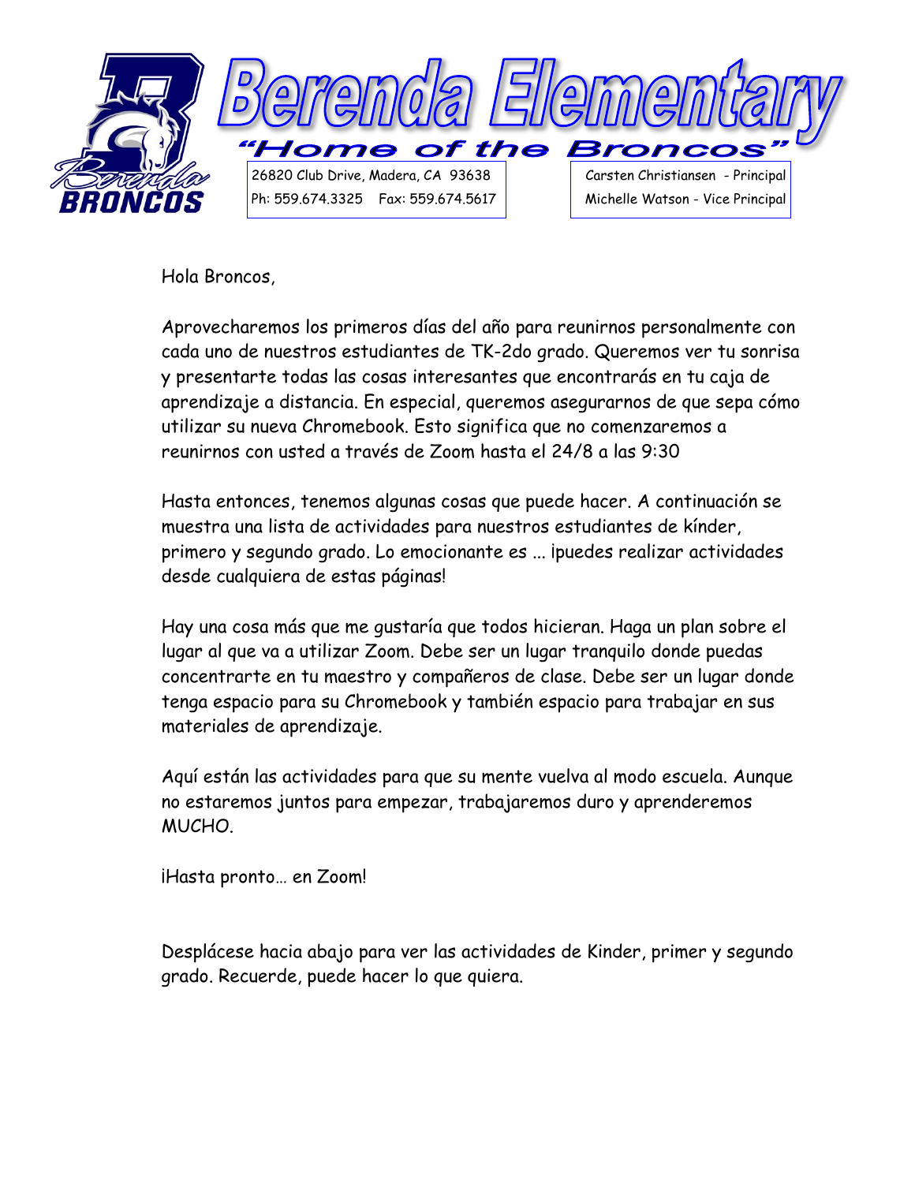# Berenda Elementary

*"Home of the Broncos"*

26820 Club Drive, Madera, CA 93638
Ph: 559.674.3325 Fax: 559.674.5617

Carsten Christiansen - Principal
Michelle Watson - Vice Principal

Hola Broncos,

Aprovecharemos los primeros días del año para reunirnos personalmente con cada uno de nuestros estudiantes de TK-2do grado. Queremos ver tu sonrisa y presentarte todas las cosas interesantes que encontrarás en tu caja de aprendizaje a distancia. En especial, queremos asegurarnos de que sepa cómo utilizar su nueva Chromebook. Esto significa que no comenzaremos a reunirnos con usted a través de Zoom hasta el 24/8 a las 9:30

Hasta entonces, tenemos algunas cosas que puede hacer. A continuación se muestra una lista de actividades para nuestros estudiantes de kínder, primero y segundo grado. Lo emocionante es ... ¡puedes realizar actividades desde cualquiera de estas páginas!

Hay una cosa más que me gustaría que todos hicieran. Haga un plan sobre el lugar al que va a utilizar Zoom. Debe ser un lugar tranquilo donde puedas concentrarte en tu maestro y compañeros de clase. Debe ser un lugar donde tenga espacio para su Chromebook y también espacio para trabajar en sus materiales de aprendizaje.

Aquí están las actividades para que su mente vuelva al modo escuela. Aunque no estaremos juntos para empezar, trabajaremos duro y aprenderemos MUCHO.

¡Hasta pronto… en Zoom!

Desplácese hacia abajo para ver las actividades de Kinder, primer y segundo grado. Recuerde, puede hacer lo que quiera.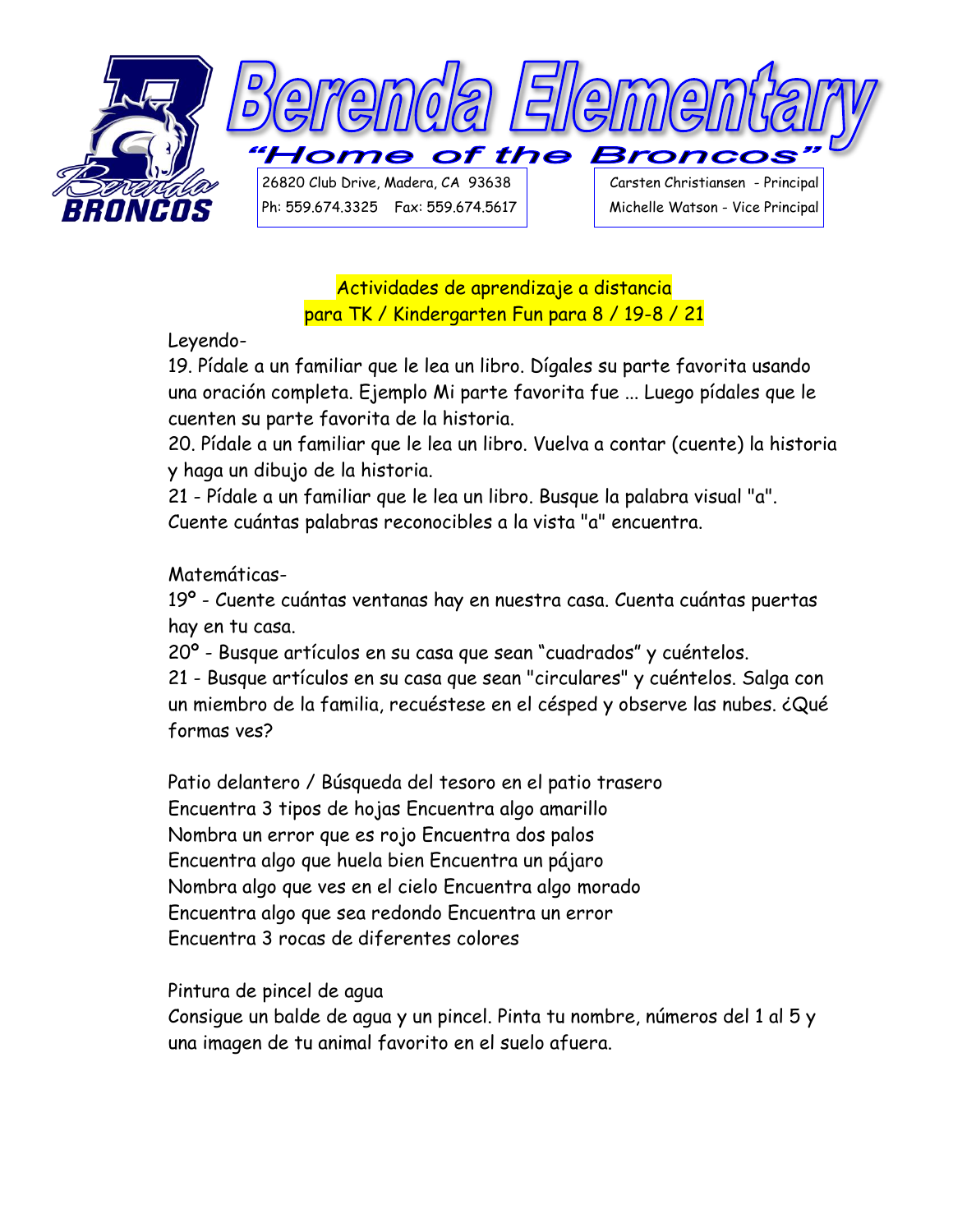# Berenda Elementary

"Home of the Broncos"

26820 Club Drive, Madera, CA 93638
Ph: 559.674.3325 Fax: 559.674.5617

Carsten Christiansen - Principal
Michelle Watson - Vice Principal

## Actividades de aprendizaje a distancia para TK / Kindergarten Fun para 8 / 19-8 / 21

Leyendo-

19. Pídale a un familiar que le lea un libro. Dígales su parte favorita usando una oración completa. Ejemplo Mi parte favorita fue ... Luego pídales que le cuenten su parte favorita de la historia.
20. Pídale a un familiar que le lea un libro. Vuelva a contar (cuente) la historia y haga un dibujo de la historia.
21 - Pídale a un familiar que le lea un libro. Busque la palabra visual "a". Cuente cuántas palabras reconocibles a la vista "a" encuentra.

Matemáticas-

19º - Cuente cuántas ventanas hay en nuestra casa. Cuenta cuántas puertas hay en tu casa.
20º - Busque artículos en su casa que sean "cuadrados" y cuéntelos.
21 - Busque artículos en su casa que sean "circulares" y cuéntelos. Salga con un miembro de la familia, recuéstese en el césped y observe las nubes. ¿Qué formas ves?

Patio delantero / Búsqueda del tesoro en el patio trasero
Encuentra 3 tipos de hojas Encuentra algo amarillo
Nombra un error que es rojo Encuentra dos palos
Encuentra algo que huela bien Encuentra un pájaro
Nombra algo que ves en el cielo Encuentra algo morado
Encuentra algo que sea redondo Encuentra un error
Encuentra 3 rocas de diferentes colores

Pintura de pincel de agua
Consigue un balde de agua y un pincel. Pinta tu nombre, números del 1 al 5 y una imagen de tu animal favorito en el suelo afuera.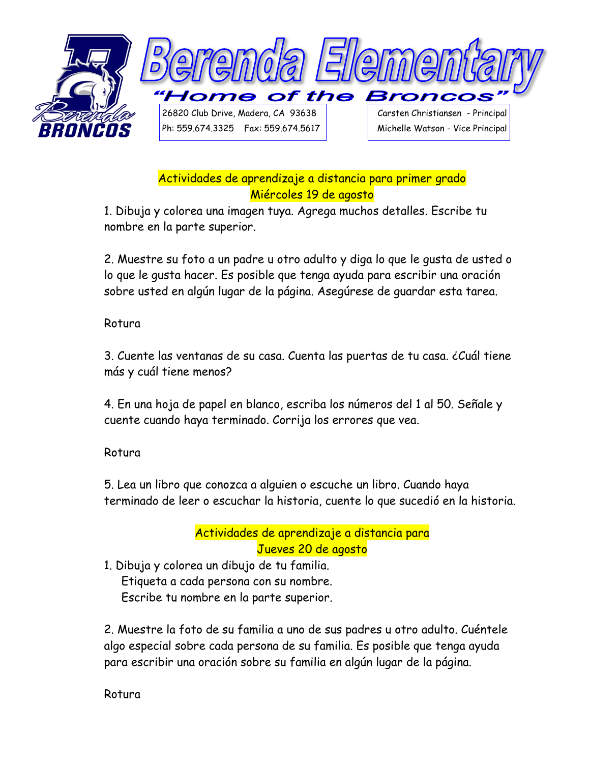# Berenda Elementary

"Home of the Broncos"

26820 Club Drive, Madera, CA 93638
Ph: 559.674.3325 Fax: 559.674.5617

Carsten Christiansen - Principal
Michelle Watson - Vice Principal

## Actividades de aprendizaje a distancia para primer grado
## Miércoles 19 de agosto

1. Dibuja y colorea una imagen tuya. Agrega muchos detalles. Escribe tu nombre en la parte superior.

2. Muestre su foto a un padre u otro adulto y diga lo que le gusta de usted o lo que le gusta hacer. Es posible que tenga ayuda para escribir una oración sobre usted en algún lugar de la página. Asegúrese de guardar esta tarea.

Rotura

3. Cuente las ventanas de su casa. Cuenta las puertas de tu casa. ¿Cuál tiene más y cuál tiene menos?

4. En una hoja de papel en blanco, escriba los números del 1 al 50. Señale y cuente cuando haya terminado. Corrija los errores que vea.

Rotura

5. Lea un libro que conozca a alguien o escuche un libro. Cuando haya terminado de leer o escuchar la historia, cuente lo que sucedió en la historia.

## Actividades de aprendizaje a distancia para
## Jueves 20 de agosto

1. Dibuja y colorea un dibujo de tu familia.
   Etiqueta a cada persona con su nombre.
   Escribe tu nombre en la parte superior.

2. Muestre la foto de su familia a uno de sus padres u otro adulto. Cuéntele algo especial sobre cada persona de su familia. Es posible que tenga ayuda para escribir una oración sobre su familia en algún lugar de la página.

Rotura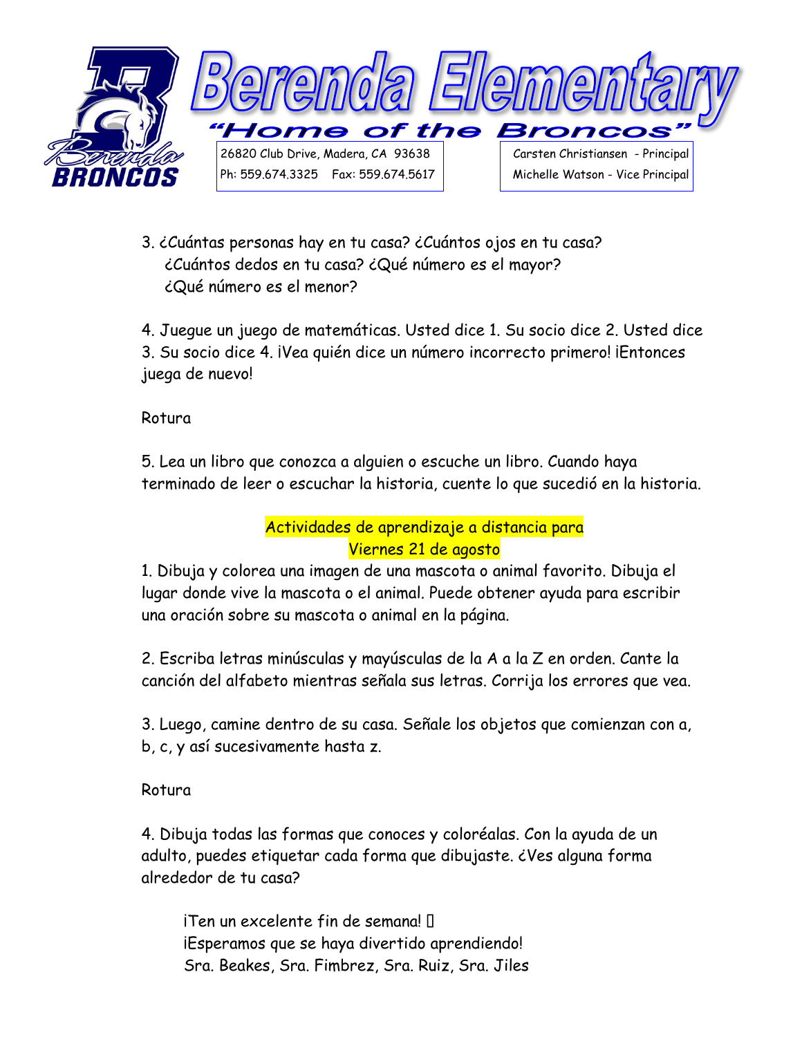3. ¿Cuántas personas hay en tu casa? ¿Cuántos ojos en tu casa? ¿Cuántos dedos en tu casa? ¿Qué número es el mayor? ¿Qué número es el menor?

4. Juegue un juego de matemáticas. Usted dice 1. Su socio dice 2. Usted dice 3. Su socio dice 4. ¡Vea quién dice un número incorrecto primero! ¡Entonces juega de nuevo!

Rotura

5. Lea un libro que conozca a alguien o escuche un libro. Cuando haya terminado de leer o escuchar la historia, cuente lo que sucedió en la historia.

## Actividades de aprendizaje a distancia para Viernes 21 de agosto

1. Dibuja y colorea una imagen de una mascota o animal favorito. Dibuja el lugar donde vive la mascota o el animal. Puede obtener ayuda para escribir una oración sobre su mascota o animal en la página.

2. Escriba letras minúsculas y mayúsculas de la A a la Z en orden. Cante la canción del alfabeto mientras señala sus letras. Corrija los errores que vea.

3. Luego, camine dentro de su casa. Señale los objetos que comienzan con a, b, c, y así sucesivamente hasta z.

Rotura

4. Dibuja todas las formas que conoces y coloréalas. Con la ayuda de un adulto, puedes etiquetar cada forma que dibujaste. ¿Ves alguna forma alrededor de tu casa?

¡Ten un excelente fin de semana!
¡Esperamos que se haya divertido aprendiendo!
Sra. Beakes, Sra. Fimbrez, Sra. Ruiz, Sra. Jiles